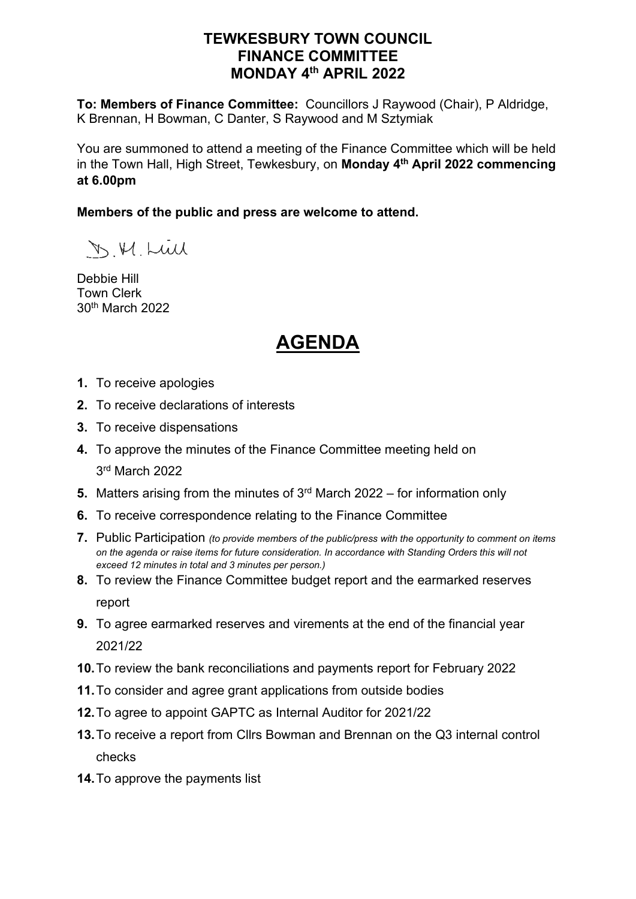# TEWKESBURY TOWN COUNCIL
# FINANCE COMMITTEE
# MONDAY 4th APRIL 2022

**To: Members of Finance Committee:** Councillors J Raywood (Chair), P Aldridge, K Brennan, H Bowman, C Danter, S Raywood and M Sztymiak

You are summoned to attend a meeting of the Finance Committee which will be held in the Town Hall, High Street, Tewkesbury, on **Monday 4th April 2022 commencing at 6.00pm**

**Members of the public and press are welcome to attend.**

D.M. Hill

Debbie Hill
Town Clerk
30th March 2022

# AGENDA

1. To receive apologies
2. To receive declarations of interests
3. To receive dispensations
4. To approve the minutes of the Finance Committee meeting held on 3rd March 2022
5. Matters arising from the minutes of 3rd March 2022 – for information only
6. To receive correspondence relating to the Finance Committee
7. Public Participation *(to provide members of the public/press with the opportunity to comment on items on the agenda or raise items for future consideration. In accordance with Standing Orders this will not exceed 12 minutes in total and 3 minutes per person.)*
8. To review the Finance Committee budget report and the earmarked reserves report
9. To agree earmarked reserves and virements at the end of the financial year 2021/22
10. To review the bank reconciliations and payments report for February 2022
11. To consider and agree grant applications from outside bodies
12. To agree to appoint GAPTC as Internal Auditor for 2021/22
13. To receive a report from Cllrs Bowman and Brennan on the Q3 internal control checks
14. To approve the payments list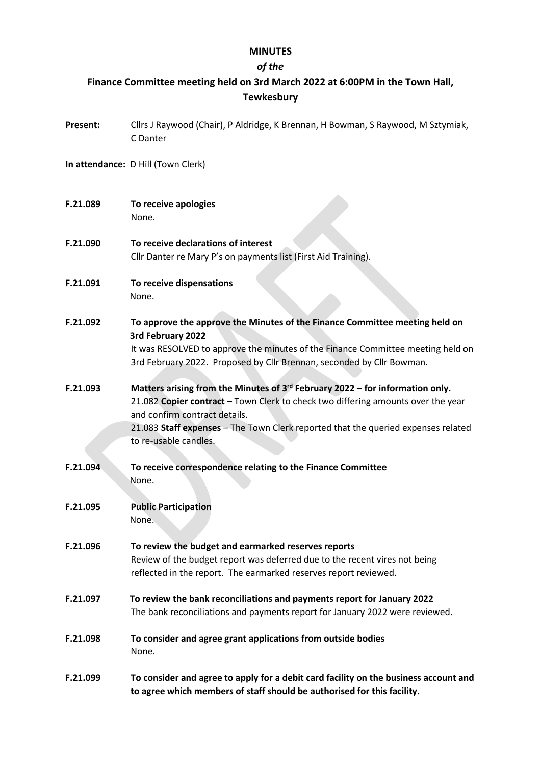# MINUTES

### *of the*

## Finance Committee meeting held on 3rd March 2022 at 6:00PM in the Town Hall, Tewkesbury

**Present:** Cllrs J Raywood (Chair), P Aldridge, K Brennan, H Bowman, S Raywood, M Sztymiak, C Danter

**In attendance:** D Hill (Town Clerk)

**F.21.089** **To receive apologies**
None.

**F.21.090** **To receive declarations of interest**
Cllr Danter re Mary P's on payments list (First Aid Training).

**F.21.091** **To receive dispensations**
None.

**F.21.092** **To approve the approve the Minutes of the Finance Committee meeting held on 3rd February 2022**
It was RESOLVED to approve the minutes of the Finance Committee meeting held on 3rd February 2022. Proposed by Cllr Brennan, seconded by Cllr Bowman.

**F.21.093** **Matters arising from the Minutes of 3rd February 2022 – for information only.**
21.082 **Copier contract** – Town Clerk to check two differing amounts over the year and confirm contract details.
21.083 **Staff expenses** – The Town Clerk reported that the queried expenses related to re-usable candles.

**F.21.094** **To receive correspondence relating to the Finance Committee**
None.

**F.21.095** **Public Participation**
None.

**F.21.096** **To review the budget and earmarked reserves reports**
Review of the budget report was deferred due to the recent vires not being reflected in the report. The earmarked reserves report reviewed.

**F.21.097** **To review the bank reconciliations and payments report for January 2022**
The bank reconciliations and payments report for January 2022 were reviewed.

**F.21.098** **To consider and agree grant applications from outside bodies**
None.

**F.21.099** **To consider and agree to apply for a debit card facility on the business account and to agree which members of staff should be authorised for this facility.**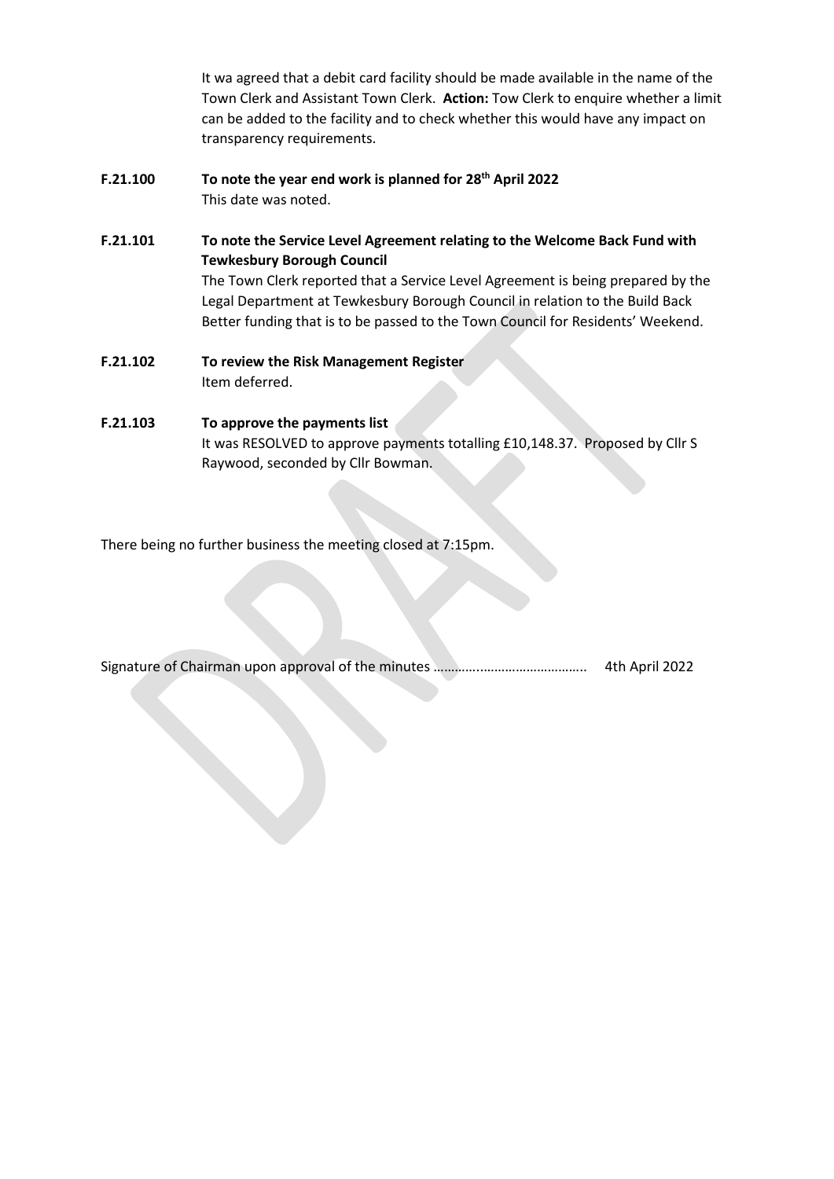It wa agreed that a debit card facility should be made available in the name of the Town Clerk and Assistant Town Clerk. **Action:** Tow Clerk to enquire whether a limit can be added to the facility and to check whether this would have any impact on transparency requirements.

**F.21.100 To note the year end work is planned for 28th April 2022**

This date was noted.

**F.21.101 To note the Service Level Agreement relating to the Welcome Back Fund with Tewkesbury Borough Council**

The Town Clerk reported that a Service Level Agreement is being prepared by the Legal Department at Tewkesbury Borough Council in relation to the Build Back Better funding that is to be passed to the Town Council for Residents' Weekend.

**F.21.102 To review the Risk Management Register**

Item deferred.

**F.21.103 To approve the payments list**

It was RESOLVED to approve payments totalling £10,148.37. Proposed by Cllr S Raywood, seconded by Cllr Bowman.

There being no further business the meeting closed at 7:15pm.

Signature of Chairman upon approval of the minutes ……………………………………….. 4th April 2022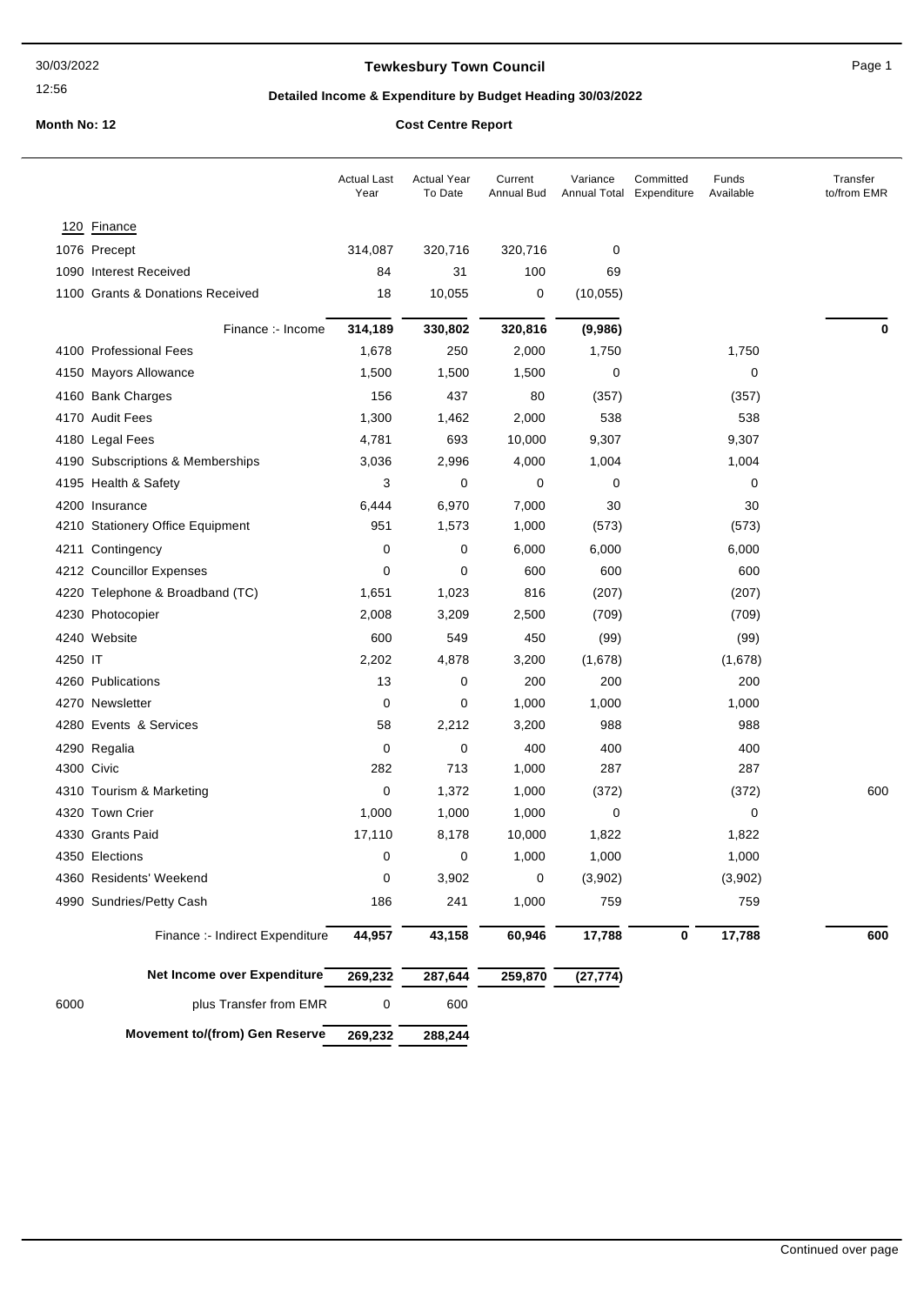**Tewkesbury Town Council**

**Detailed Income & Expenditure by Budget Heading 30/03/2022**

**Month No: 12**

**Cost Centre Report**

| | | Actual Last Year | Actual Year To Date | Current Annual Bud | Variance Annual Total | Committed Expenditure | Funds Available | Transfer to/from EMR |
|---|---|---|---|---|---|---|---|---|
| **120** | **Finance** | | | | | | | |
| 1076 | Precept | 314,087 | 320,716 | 320,716 | 0 | | | |
| 1090 | Interest Received | 84 | 31 | 100 | 69 | | | |
| 1100 | Grants & Donations Received | 18 | 10,055 | 0 | (10,055) | | | |
| | Finance :- Income | **314,189** | **330,802** | **320,816** | **(9,986)** | | | **0** |
| 4100 | Professional Fees | 1,678 | 250 | 2,000 | 1,750 | | 1,750 | |
| 4150 | Mayors Allowance | 1,500 | 1,500 | 1,500 | 0 | | 0 | |
| 4160 | Bank Charges | 156 | 437 | 80 | (357) | | (357) | |
| 4170 | Audit Fees | 1,300 | 1,462 | 2,000 | 538 | | 538 | |
| 4180 | Legal Fees | 4,781 | 693 | 10,000 | 9,307 | | 9,307 | |
| 4190 | Subscriptions & Memberships | 3,036 | 2,996 | 4,000 | 1,004 | | 1,004 | |
| 4195 | Health & Safety | 3 | 0 | 0 | 0 | | 0 | |
| 4200 | Insurance | 6,444 | 6,970 | 7,000 | 30 | | 30 | |
| 4210 | Stationery Office Equipment | 951 | 1,573 | 1,000 | (573) | | (573) | |
| 4211 | Contingency | 0 | 0 | 6,000 | 6,000 | | 6,000 | |
| 4212 | Councillor Expenses | 0 | 0 | 600 | 600 | | 600 | |
| 4220 | Telephone & Broadband (TC) | 1,651 | 1,023 | 816 | (207) | | (207) | |
| 4230 | Photocopier | 2,008 | 3,209 | 2,500 | (709) | | (709) | |
| 4240 | Website | 600 | 549 | 450 | (99) | | (99) | |
| 4250 | IT | 2,202 | 4,878 | 3,200 | (1,678) | | (1,678) | |
| 4260 | Publications | 13 | 0 | 200 | 200 | | 200 | |
| 4270 | Newsletter | 0 | 0 | 1,000 | 1,000 | | 1,000 | |
| 4280 | Events & Services | 58 | 2,212 | 3,200 | 988 | | 988 | |
| 4290 | Regalia | 0 | 0 | 400 | 400 | | 400 | |
| 4300 | Civic | 282 | 713 | 1,000 | 287 | | 287 | |
| 4310 | Tourism & Marketing | 0 | 1,372 | 1,000 | (372) | | (372) | 600 |
| 4320 | Town Crier | 1,000 | 1,000 | 1,000 | 0 | | 0 | |
| 4330 | Grants Paid | 17,110 | 8,178 | 10,000 | 1,822 | | 1,822 | |
| 4350 | Elections | 0 | 0 | 1,000 | 1,000 | | 1,000 | |
| 4360 | Residents' Weekend | 0 | 3,902 | 0 | (3,902) | | (3,902) | |
| 4990 | Sundries/Petty Cash | 186 | 241 | 1,000 | 759 | | 759 | |
| | Finance :- Indirect Expenditure | **44,957** | **43,158** | **60,946** | **17,788** | **0** | **17,788** | **600** |
| | **Net Income over Expenditure** | **269,232** | **287,644** | **259,870** | **(27,774)** | | | |
| 6000 | plus Transfer from EMR | 0 | 600 | | | | | |
| | **Movement to/(from) Gen Reserve** | **269,232** | **288,244** | | | | | |

Continued over page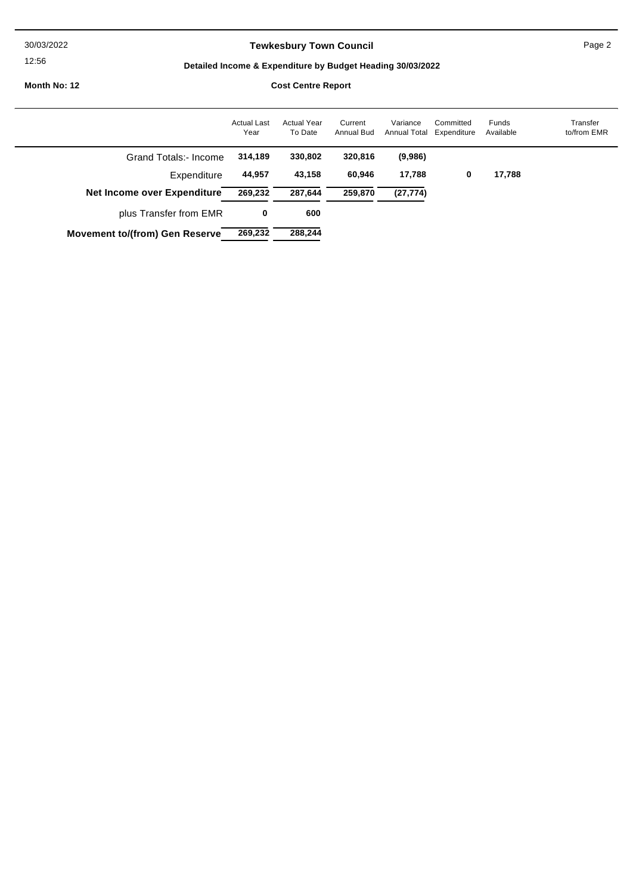**Tewkesbury Town Council**

**Detailed Income & Expenditure by Budget Heading 30/03/2022**

**Month No: 12**

**Cost Centre Report**

| | Actual Last Year | Actual Year To Date | Current Annual Bud | Variance Annual Total | Committed Expenditure | Funds Available | Transfer to/from EMR |
|---|---|---|---|---|---|---|---|
| Grand Totals:- Income | **314,189** | **330,802** | **320,816** | **(9,986)** | | | |
| Expenditure | **44,957** | **43,158** | **60,946** | **17,788** | **0** | **17,788** | |
| **Net Income over Expenditure** | **269,232** | **287,644** | **259,870** | **(27,774)** | | | |
| plus Transfer from EMR | **0** | **600** | | | | | |
| **Movement to/(from) Gen Reserve** | **269,232** | **288,244** | | | | | |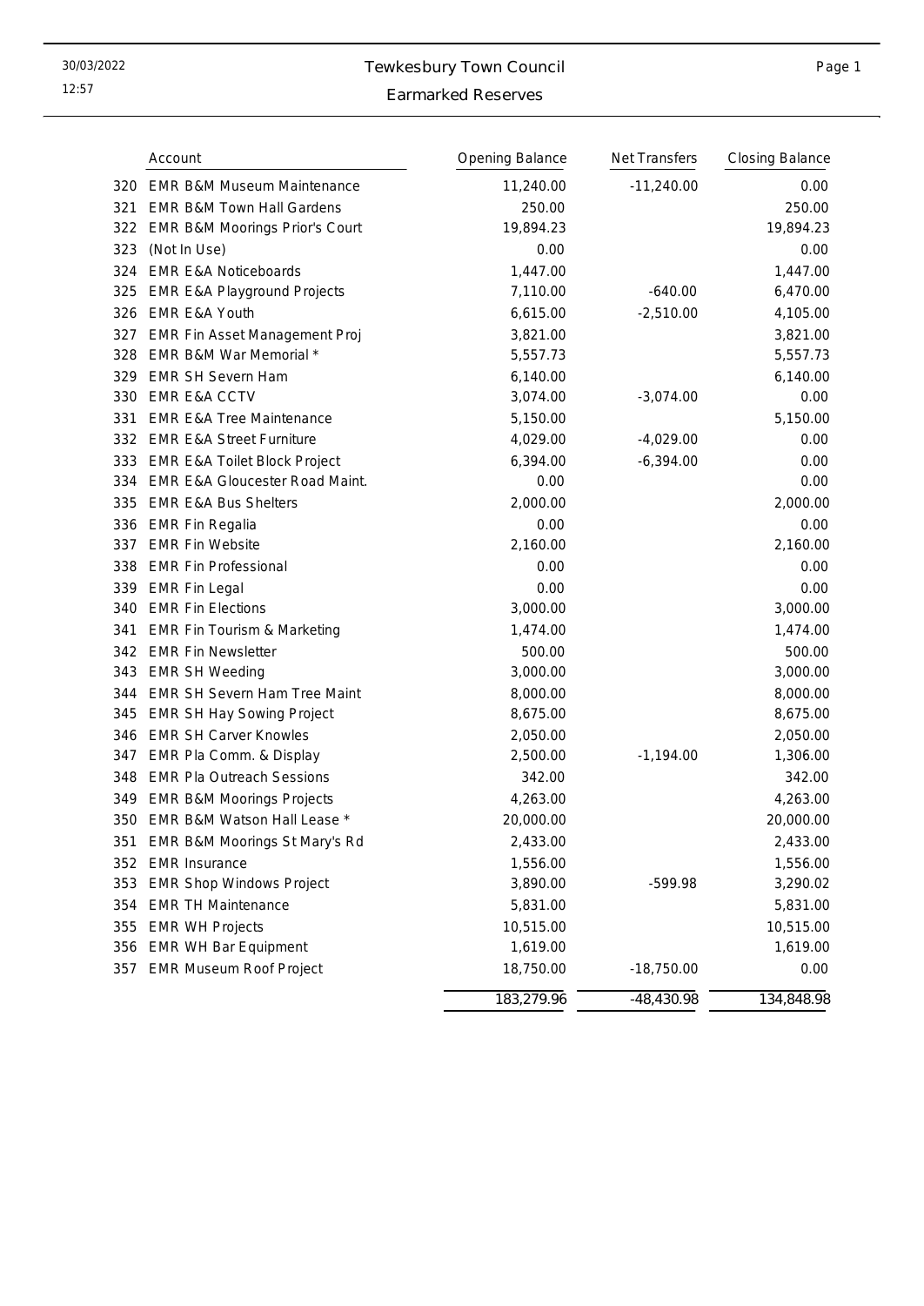# Tewkesbury Town Council

## Earmarked Reserves

30/03/2022
12:57

| | Account | Opening Balance | Net Transfers | Closing Balance |
|---|---|---|---|---|
| 320 | EMR B&M Museum Maintenance | 11,240.00 | -11,240.00 | 0.00 |
| 321 | EMR B&M Town Hall Gardens | 250.00 | | 250.00 |
| 322 | EMR B&M Moorings Prior's Court | 19,894.23 | | 19,894.23 |
| 323 | (Not In Use) | 0.00 | | 0.00 |
| 324 | EMR E&A Noticeboards | 1,447.00 | | 1,447.00 |
| 325 | EMR E&A Playground Projects | 7,110.00 | -640.00 | 6,470.00 |
| 326 | EMR E&A Youth | 6,615.00 | -2,510.00 | 4,105.00 |
| 327 | EMR Fin Asset Management Proj | 3,821.00 | | 3,821.00 |
| 328 | EMR B&M War Memorial * | 5,557.73 | | 5,557.73 |
| 329 | EMR SH Severn Ham | 6,140.00 | | 6,140.00 |
| 330 | EMR E&A CCTV | 3,074.00 | -3,074.00 | 0.00 |
| 331 | EMR E&A Tree Maintenance | 5,150.00 | | 5,150.00 |
| 332 | EMR E&A Street Furniture | 4,029.00 | -4,029.00 | 0.00 |
| 333 | EMR E&A Toilet Block Project | 6,394.00 | -6,394.00 | 0.00 |
| 334 | EMR E&A Gloucester Road Maint. | 0.00 | | 0.00 |
| 335 | EMR E&A Bus Shelters | 2,000.00 | | 2,000.00 |
| 336 | EMR Fin Regalia | 0.00 | | 0.00 |
| 337 | EMR Fin Website | 2,160.00 | | 2,160.00 |
| 338 | EMR Fin Professional | 0.00 | | 0.00 |
| 339 | EMR Fin Legal | 0.00 | | 0.00 |
| 340 | EMR Fin Elections | 3,000.00 | | 3,000.00 |
| 341 | EMR Fin Tourism & Marketing | 1,474.00 | | 1,474.00 |
| 342 | EMR Fin Newsletter | 500.00 | | 500.00 |
| 343 | EMR SH Weeding | 3,000.00 | | 3,000.00 |
| 344 | EMR SH Severn Ham Tree Maint | 8,000.00 | | 8,000.00 |
| 345 | EMR SH Hay Sowing Project | 8,675.00 | | 8,675.00 |
| 346 | EMR SH Carver Knowles | 2,050.00 | | 2,050.00 |
| 347 | EMR Pla Comm. & Display | 2,500.00 | -1,194.00 | 1,306.00 |
| 348 | EMR Pla Outreach Sessions | 342.00 | | 342.00 |
| 349 | EMR B&M Moorings Projects | 4,263.00 | | 4,263.00 |
| 350 | EMR B&M Watson Hall Lease * | 20,000.00 | | 20,000.00 |
| 351 | EMR B&M Moorings St Mary's Rd | 2,433.00 | | 2,433.00 |
| 352 | EMR Insurance | 1,556.00 | | 1,556.00 |
| 353 | EMR Shop Windows Project | 3,890.00 | -599.98 | 3,290.02 |
| 354 | EMR TH Maintenance | 5,831.00 | | 5,831.00 |
| 355 | EMR WH Projects | 10,515.00 | | 10,515.00 |
| 356 | EMR WH Bar Equipment | 1,619.00 | | 1,619.00 |
| 357 | EMR Museum Roof Project | 18,750.00 | -18,750.00 | 0.00 |
| | | 183,279.96 | -48,430.98 | 134,848.98 |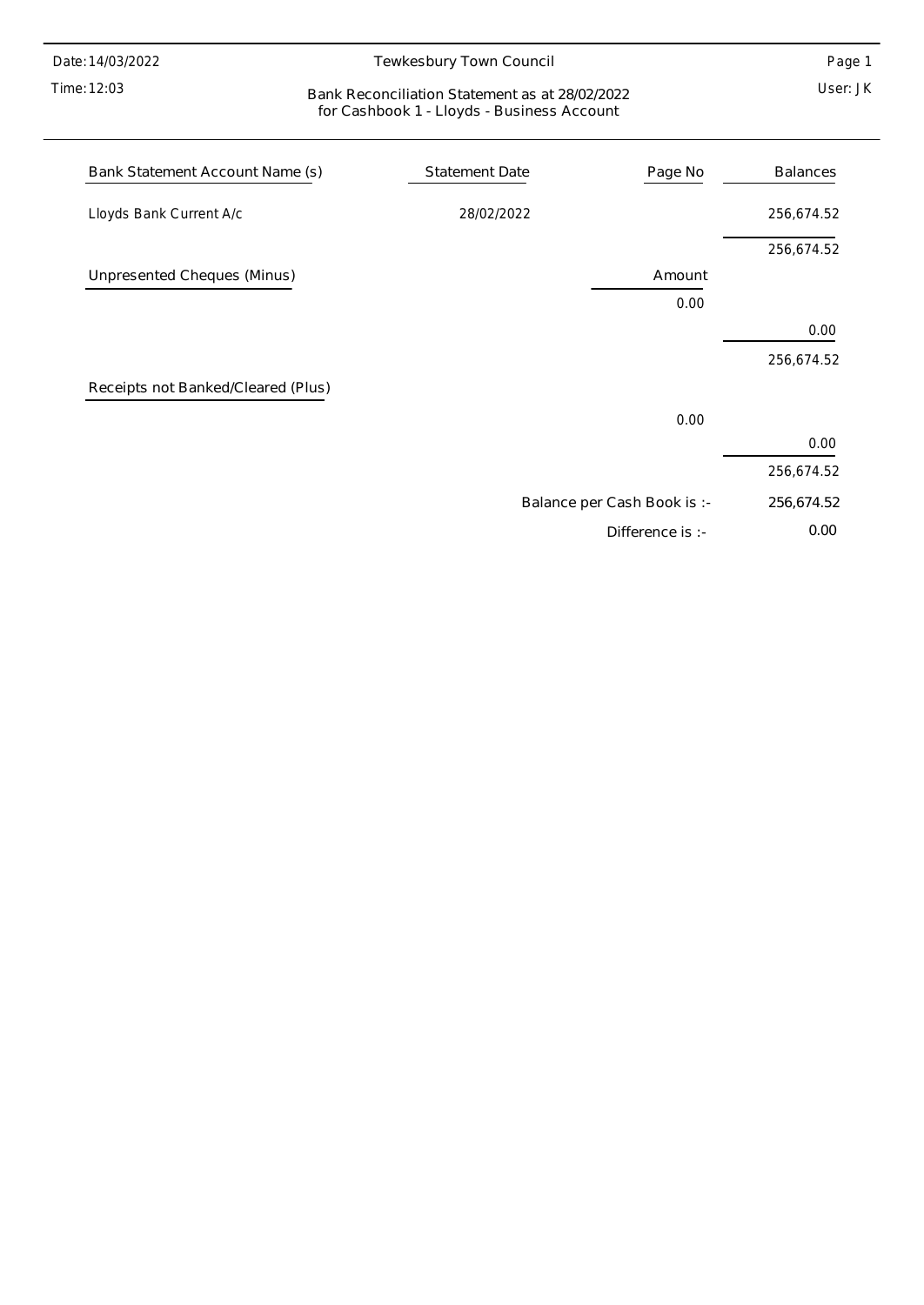Date: 14/03/2022

Time: 12:03

# Tewkesbury Town Council

## Bank Reconciliation Statement as at 28/02/2022 for Cashbook 1 - Lloyds - Business Account

User: JK

| Bank Statement Account Name (s) | Statement Date | Page No | Balances |
|---|---|---|---|
| Lloyds Bank Current A/c | 28/02/2022 | | 256,674.52 |
| | | | 256,674.52 |

| Unpresented Cheques (Minus) | Amount | |
|---|---|---|
| | 0.00 | |
| | | 0.00 |
| | | 256,674.52 |

| Receipts not Banked/Cleared (Plus) | | |
|---|---|---|
| | 0.00 | |
| | | 0.00 |
| | | 256,674.52 |

| | |
|---|---|
| Balance per Cash Book is :- | 256,674.52 |
| Difference is :- | 0.00 |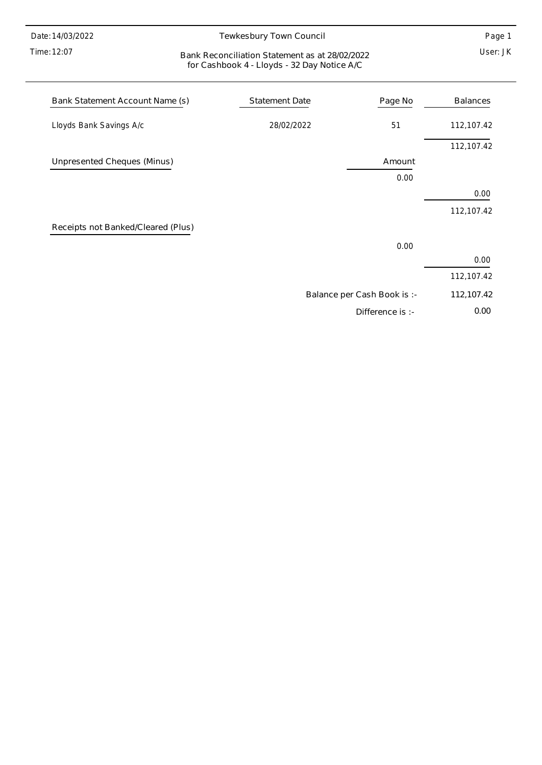Date: 14/03/2022

Time: 12:07

Tewkesbury Town Council

Page 1

User: JK

## Bank Reconciliation Statement as at 28/02/2022 for Cashbook 4 - Lloyds - 32 Day Notice A/C

| Bank Statement Account Name (s) | Statement Date | Page No | Balances |
|---|---|---|---|
| Lloyds Bank Savings A/c | 28/02/2022 | 51 | 112,107.42 |
| | | | 112,107.42 |
| **Unpresented Cheques (Minus)** | | Amount | |
| | | 0.00 | |
| | | | 0.00 |
| | | | 112,107.42 |
| **Receipts not Banked/Cleared (Plus)** | | | |
| | | 0.00 | |
| | | | 0.00 |
| | | | 112,107.42 |
| | | Balance per Cash Book is :- | 112,107.42 |
| | | Difference is :- | 0.00 |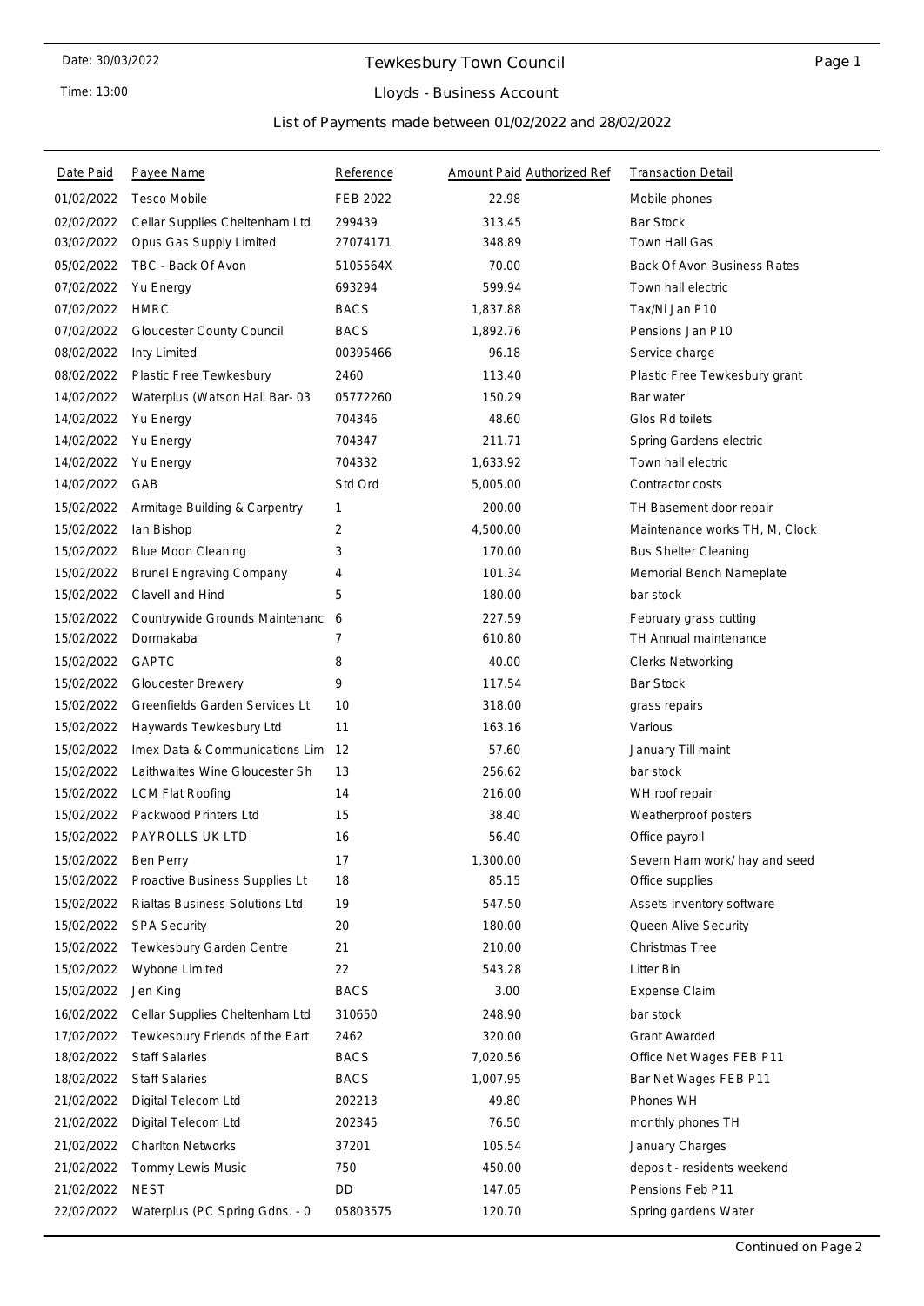Date: 30/03/2022

Time: 13:00

# Tewkesbury Town Council

## Lloyds - Business Account

### List of Payments made between 01/02/2022 and 28/02/2022

| Date Paid | Payee Name | Reference | Amount Paid | Authorized Ref | Transaction Detail |
|---|---|---|---|---|---|
| 01/02/2022 | Tesco Mobile | FEB 2022 | 22.98 | | Mobile phones |
| 02/02/2022 | Cellar Supplies Cheltenham Ltd | 299439 | 313.45 | | Bar Stock |
| 03/02/2022 | Opus Gas Supply Limited | 27074171 | 348.89 | | Town Hall Gas |
| 05/02/2022 | TBC - Back Of Avon | 5105564X | 70.00 | | Back Of Avon Business Rates |
| 07/02/2022 | Yu Energy | 693294 | 599.94 | | Town hall electric |
| 07/02/2022 | HMRC | BACS | 1,837.88 | | Tax/Ni Jan P10 |
| 07/02/2022 | Gloucester County Council | BACS | 1,892.76 | | Pensions Jan P10 |
| 08/02/2022 | Inty Limited | 00395466 | 96.18 | | Service charge |
| 08/02/2022 | Plastic Free Tewkesbury | 2460 | 113.40 | | Plastic Free Tewkesbury grant |
| 14/02/2022 | Waterplus (Watson Hall Bar- 03 | 05772260 | 150.29 | | Bar water |
| 14/02/2022 | Yu Energy | 704346 | 48.60 | | Glos Rd toilets |
| 14/02/2022 | Yu Energy | 704347 | 211.71 | | Spring Gardens electric |
| 14/02/2022 | Yu Energy | 704332 | 1,633.92 | | Town hall electric |
| 14/02/2022 | GAB | Std Ord | 5,005.00 | | Contractor costs |
| 15/02/2022 | Armitage Building & Carpentry | 1 | 200.00 | | TH Basement door repair |
| 15/02/2022 | Ian Bishop | 2 | 4,500.00 | | Maintenance works TH, M, Clock |
| 15/02/2022 | Blue Moon Cleaning | 3 | 170.00 | | Bus Shelter Cleaning |
| 15/02/2022 | Brunel Engraving Company | 4 | 101.34 | | Memorial Bench Nameplate |
| 15/02/2022 | Clavell and Hind | 5 | 180.00 | | bar stock |
| 15/02/2022 | Countrywide Grounds Maintenanc | 6 | 227.59 | | February grass cutting |
| 15/02/2022 | Dormakaba | 7 | 610.80 | | TH Annual maintenance |
| 15/02/2022 | GAPTC | 8 | 40.00 | | Clerks Networking |
| 15/02/2022 | Gloucester Brewery | 9 | 117.54 | | Bar Stock |
| 15/02/2022 | Greenfields Garden Services Lt | 10 | 318.00 | | grass repairs |
| 15/02/2022 | Haywards Tewkesbury Ltd | 11 | 163.16 | | Various |
| 15/02/2022 | Imex Data & Communications Lim | 12 | 57.60 | | January Till maint |
| 15/02/2022 | Laithwaites Wine Gloucester Sh | 13 | 256.62 | | bar stock |
| 15/02/2022 | LCM Flat Roofing | 14 | 216.00 | | WH roof repair |
| 15/02/2022 | Packwood Printers Ltd | 15 | 38.40 | | Weatherproof posters |
| 15/02/2022 | PAYROLLS UK LTD | 16 | 56.40 | | Office payroll |
| 15/02/2022 | Ben Perry | 17 | 1,300.00 | | Severn Ham work/ hay and seed |
| 15/02/2022 | Proactive Business Supplies Lt | 18 | 85.15 | | Office supplies |
| 15/02/2022 | Rialtas Business Solutions Ltd | 19 | 547.50 | | Assets inventory software |
| 15/02/2022 | SPA Security | 20 | 180.00 | | Queen Alive Security |
| 15/02/2022 | Tewkesbury Garden Centre | 21 | 210.00 | | Christmas Tree |
| 15/02/2022 | Wybone Limited | 22 | 543.28 | | Litter Bin |
| 15/02/2022 | Jen King | BACS | 3.00 | | Expense Claim |
| 16/02/2022 | Cellar Supplies Cheltenham Ltd | 310650 | 248.90 | | bar stock |
| 17/02/2022 | Tewkesbury Friends of the Eart | 2462 | 320.00 | | Grant Awarded |
| 18/02/2022 | Staff Salaries | BACS | 7,020.56 | | Office Net Wages FEB P11 |
| 18/02/2022 | Staff Salaries | BACS | 1,007.95 | | Bar Net Wages FEB P11 |
| 21/02/2022 | Digital Telecom Ltd | 202213 | 49.80 | | Phones WH |
| 21/02/2022 | Digital Telecom Ltd | 202345 | 76.50 | | monthly phones TH |
| 21/02/2022 | Charlton Networks | 37201 | 105.54 | | January Charges |
| 21/02/2022 | Tommy Lewis Music | 750 | 450.00 | | deposit - residents weekend |
| 21/02/2022 | NEST | DD | 147.05 | | Pensions Feb P11 |
| 22/02/2022 | Waterplus (PC Spring Gdns. - 0 | 05803575 | 120.70 | | Spring gardens Water |

Continued on Page 2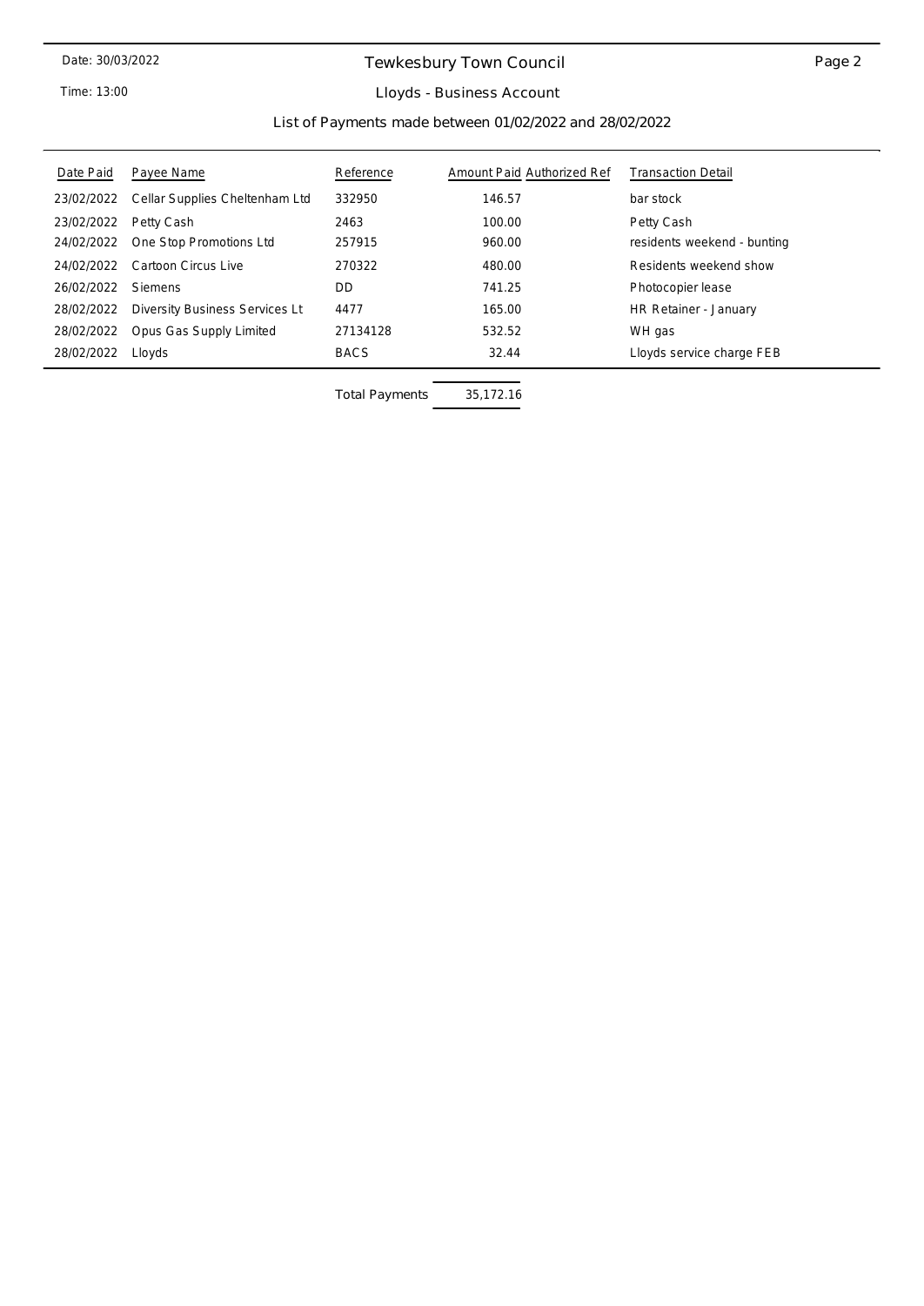# Tewkesbury Town Council

## Lloyds - Business Account

### List of Payments made between 01/02/2022 and 28/02/2022

Date: 30/03/2022

Time: 13:00

| Date Paid | Payee Name | Reference | Amount Paid | Authorized Ref | Transaction Detail |
|---|---|---|---|---|---|
| 23/02/2022 | Cellar Supplies Cheltenham Ltd | 332950 | 146.57 | | bar stock |
| 23/02/2022 | Petty Cash | 2463 | 100.00 | | Petty Cash |
| 24/02/2022 | One Stop Promotions Ltd | 257915 | 960.00 | | residents weekend - bunting |
| 24/02/2022 | Cartoon Circus Live | 270322 | 480.00 | | Residents weekend show |
| 26/02/2022 | Siemens | DD | 741.25 | | Photocopier lease |
| 28/02/2022 | Diversity Business Services Lt | 4477 | 165.00 | | HR Retainer - January |
| 28/02/2022 | Opus Gas Supply Limited | 27134128 | 532.52 | | WH gas |
| 28/02/2022 | Lloyds | BACS | 32.44 | | Lloyds service charge FEB |
| | | Total Payments | 35,172.16 | | |